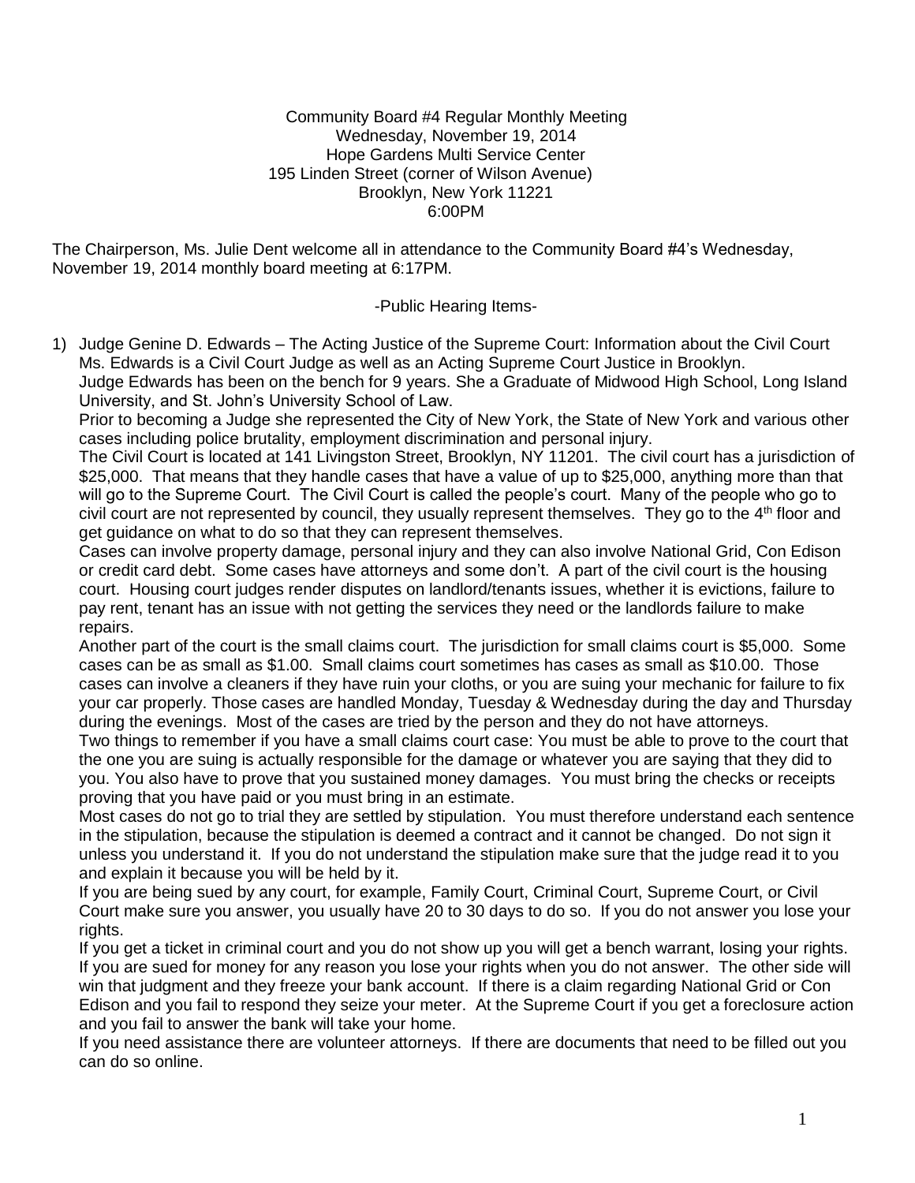Community Board #4 Regular Monthly Meeting
Wednesday, November 19, 2014
Hope Gardens Multi Service Center
195 Linden Street (corner of Wilson Avenue)
Brooklyn, New York 11221
6:00PM

The Chairperson, Ms. Julie Dent welcome all in attendance to the Community Board #4's Wednesday, November 19, 2014 monthly board meeting at 6:17PM.

-Public Hearing Items-

1) Judge Genine D. Edwards – The Acting Justice of the Supreme Court: Information about the Civil Court
   Ms. Edwards is a Civil Court Judge as well as an Acting Supreme Court Justice in Brooklyn.
   Judge Edwards has been on the bench for 9 years. She a Graduate of Midwood High School, Long Island University, and St. John's University School of Law.
   Prior to becoming a Judge she represented the City of New York, the State of New York and various other cases including police brutality, employment discrimination and personal injury.
   The Civil Court is located at 141 Livingston Street, Brooklyn, NY 11201. The civil court has a jurisdiction of $25,000. That means that they handle cases that have a value of up to $25,000, anything more than that will go to the Supreme Court. The Civil Court is called the people's court. Many of the people who go to civil court are not represented by council, they usually represent themselves. They go to the 4th floor and get guidance on what to do so that they can represent themselves.
   Cases can involve property damage, personal injury and they can also involve National Grid, Con Edison or credit card debt. Some cases have attorneys and some don't. A part of the civil court is the housing court. Housing court judges render disputes on landlord/tenants issues, whether it is evictions, failure to pay rent, tenant has an issue with not getting the services they need or the landlords failure to make repairs.
   Another part of the court is the small claims court. The jurisdiction for small claims court is $5,000. Some cases can be as small as $1.00. Small claims court sometimes has cases as small as $10.00. Those cases can involve a cleaners if they have ruin your cloths, or you are suing your mechanic for failure to fix your car properly. Those cases are handled Monday, Tuesday & Wednesday during the day and Thursday during the evenings. Most of the cases are tried by the person and they do not have attorneys.
   Two things to remember if you have a small claims court case: You must be able to prove to the court that the one you are suing is actually responsible for the damage or whatever you are saying that they did to you. You also have to prove that you sustained money damages. You must bring the checks or receipts proving that you have paid or you must bring in an estimate.
   Most cases do not go to trial they are settled by stipulation. You must therefore understand each sentence in the stipulation, because the stipulation is deemed a contract and it cannot be changed. Do not sign it unless you understand it. If you do not understand the stipulation make sure that the judge read it to you and explain it because you will be held by it.
   If you are being sued by any court, for example, Family Court, Criminal Court, Supreme Court, or Civil Court make sure you answer, you usually have 20 to 30 days to do so. If you do not answer you lose your rights.
   If you get a ticket in criminal court and you do not show up you will get a bench warrant, losing your rights. If you are sued for money for any reason you lose your rights when you do not answer. The other side will win that judgment and they freeze your bank account. If there is a claim regarding National Grid or Con Edison and you fail to respond they seize your meter. At the Supreme Court if you get a foreclosure action and you fail to answer the bank will take your home.
   If you need assistance there are volunteer attorneys. If there are documents that need to be filled out you can do so online.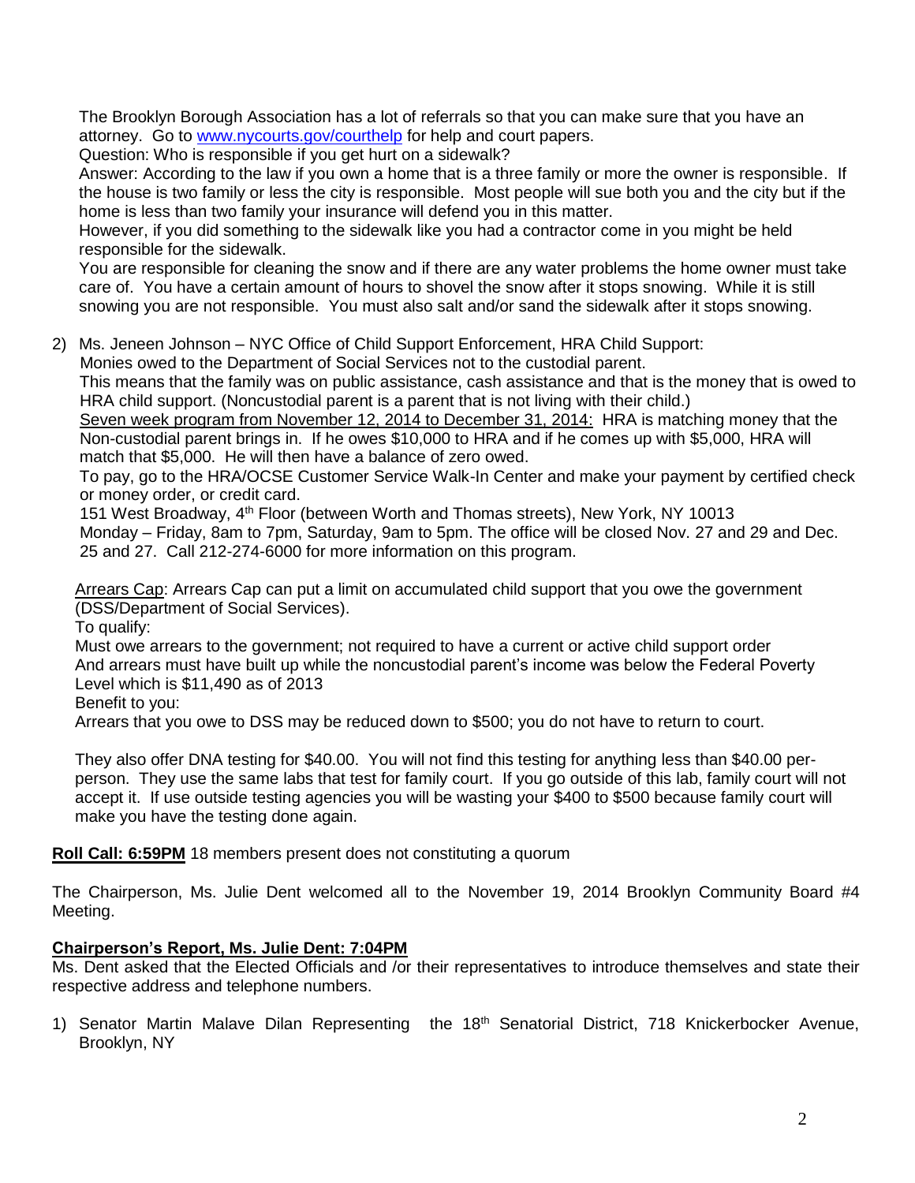The Brooklyn Borough Association has a lot of referrals so that you can make sure that you have an attorney. Go to [www.nycourts.gov/courthelp](http://www.nycourts.gov/courthelp) for help and court papers.

Question: Who is responsible if you get hurt on a sidewalk?

Answer: According to the law if you own a home that is a three family or more the owner is responsible. If the house is two family or less the city is responsible. Most people will sue both you and the city but if the home is less than two family your insurance will defend you in this matter.

However, if you did something to the sidewalk like you had a contractor come in you might be held responsible for the sidewalk.

You are responsible for cleaning the snow and if there are any water problems the home owner must take care of. You have a certain amount of hours to shovel the snow after it stops snowing. While it is still snowing you are not responsible. You must also salt and/or sand the sidewalk after it stops snowing.

2) Ms. Jeneen Johnson – NYC Office of Child Support Enforcement, HRA Child Support:

   Monies owed to the Department of Social Services not to the custodial parent.

   This means that the family was on public assistance, cash assistance and that is the money that is owed to HRA child support. (Noncustodial parent is a parent that is not living with their child.)

   Seven week program from November 12, 2014 to December 31, 2014: HRA is matching money that the Non-custodial parent brings in. If he owes $10,000 to HRA and if he comes up with $5,000, HRA will match that $5,000. He will then have a balance of zero owed.

   To pay, go to the HRA/OCSE Customer Service Walk-In Center and make your payment by certified check or money order, or credit card.

   151 West Broadway, 4th Floor (between Worth and Thomas streets), New York, NY 10013

   Monday – Friday, 8am to 7pm, Saturday, 9am to 5pm. The office will be closed Nov. 27 and 29 and Dec. 25 and 27. Call 212-274-6000 for more information on this program.

   Arrears Cap: Arrears Cap can put a limit on accumulated child support that you owe the government (DSS/Department of Social Services).

   To qualify:

   Must owe arrears to the government; not required to have a current or active child support order

   And arrears must have built up while the noncustodial parent's income was below the Federal Poverty Level which is $11,490 as of 2013

   Benefit to you:

   Arrears that you owe to DSS may be reduced down to $500; you do not have to return to court.

   They also offer DNA testing for $40.00. You will not find this testing for anything less than $40.00 per-person. They use the same labs that test for family court. If you go outside of this lab, family court will not accept it. If use outside testing agencies you will be wasting your $400 to $500 because family court will make you have the testing done again.

**Roll Call: 6:59PM** 18 members present does not constituting a quorum

The Chairperson, Ms. Julie Dent welcomed all to the November 19, 2014 Brooklyn Community Board #4 Meeting.

**Chairperson's Report, Ms. Julie Dent: 7:04PM**

Ms. Dent asked that the Elected Officials and /or their representatives to introduce themselves and state their respective address and telephone numbers.

1) Senator Martin Malave Dilan Representing the 18th Senatorial District, 718 Knickerbocker Avenue, Brooklyn, NY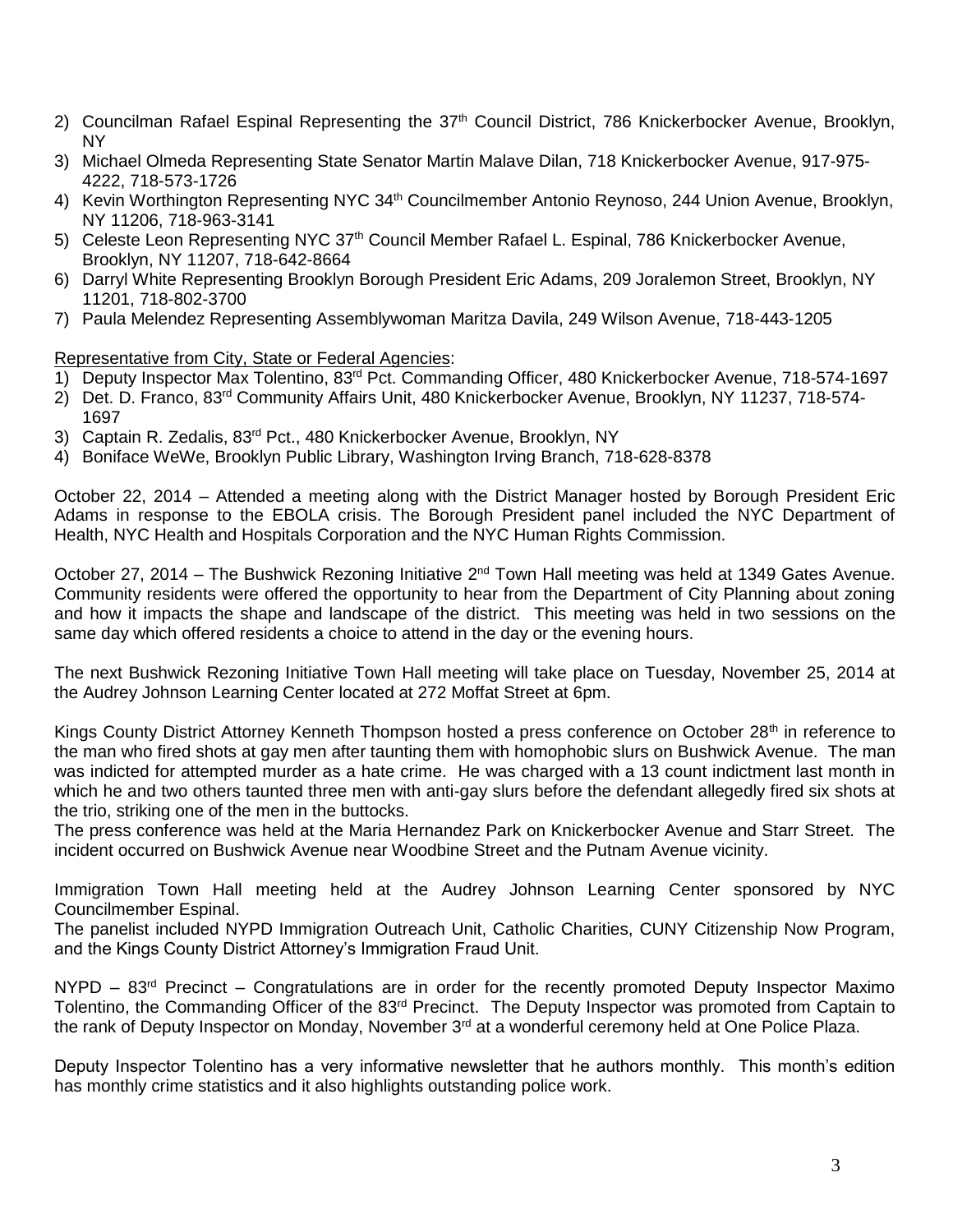2) Councilman Rafael Espinal Representing the 37th Council District, 786 Knickerbocker Avenue, Brooklyn, NY
3) Michael Olmeda Representing State Senator Martin Malave Dilan, 718 Knickerbocker Avenue, 917-975-4222, 718-573-1726
4) Kevin Worthington Representing NYC 34th Councilmember Antonio Reynoso, 244 Union Avenue, Brooklyn, NY 11206, 718-963-3141
5) Celeste Leon Representing NYC 37th Council Member Rafael L. Espinal, 786 Knickerbocker Avenue, Brooklyn, NY 11207, 718-642-8664
6) Darryl White Representing Brooklyn Borough President Eric Adams, 209 Joralemon Street, Brooklyn, NY 11201, 718-802-3700
7) Paula Melendez Representing Assemblywoman Maritza Davila, 249 Wilson Avenue, 718-443-1205

Representative from City, State or Federal Agencies:

1) Deputy Inspector Max Tolentino, 83rd Pct. Commanding Officer, 480 Knickerbocker Avenue, 718-574-1697
2) Det. D. Franco, 83rd Community Affairs Unit, 480 Knickerbocker Avenue, Brooklyn, NY 11237, 718-574-1697
3) Captain R. Zedalis, 83rd Pct., 480 Knickerbocker Avenue, Brooklyn, NY
4) Boniface WeWe, Brooklyn Public Library, Washington Irving Branch, 718-628-8378

October 22, 2014 – Attended a meeting along with the District Manager hosted by Borough President Eric Adams in response to the EBOLA crisis. The Borough President panel included the NYC Department of Health, NYC Health and Hospitals Corporation and the NYC Human Rights Commission.

October 27, 2014 – The Bushwick Rezoning Initiative 2nd Town Hall meeting was held at 1349 Gates Avenue. Community residents were offered the opportunity to hear from the Department of City Planning about zoning and how it impacts the shape and landscape of the district. This meeting was held in two sessions on the same day which offered residents a choice to attend in the day or the evening hours.

The next Bushwick Rezoning Initiative Town Hall meeting will take place on Tuesday, November 25, 2014 at the Audrey Johnson Learning Center located at 272 Moffat Street at 6pm.

Kings County District Attorney Kenneth Thompson hosted a press conference on October 28th in reference to the man who fired shots at gay men after taunting them with homophobic slurs on Bushwick Avenue. The man was indicted for attempted murder as a hate crime. He was charged with a 13 count indictment last month in which he and two others taunted three men with anti-gay slurs before the defendant allegedly fired six shots at the trio, striking one of the men in the buttocks.
The press conference was held at the Maria Hernandez Park on Knickerbocker Avenue and Starr Street. The incident occurred on Bushwick Avenue near Woodbine Street and the Putnam Avenue vicinity.

Immigration Town Hall meeting held at the Audrey Johnson Learning Center sponsored by NYC Councilmember Espinal.
The panelist included NYPD Immigration Outreach Unit, Catholic Charities, CUNY Citizenship Now Program, and the Kings County District Attorney's Immigration Fraud Unit.

NYPD – 83rd Precinct – Congratulations are in order for the recently promoted Deputy Inspector Maximo Tolentino, the Commanding Officer of the 83rd Precinct. The Deputy Inspector was promoted from Captain to the rank of Deputy Inspector on Monday, November 3rd at a wonderful ceremony held at One Police Plaza.

Deputy Inspector Tolentino has a very informative newsletter that he authors monthly. This month's edition has monthly crime statistics and it also highlights outstanding police work.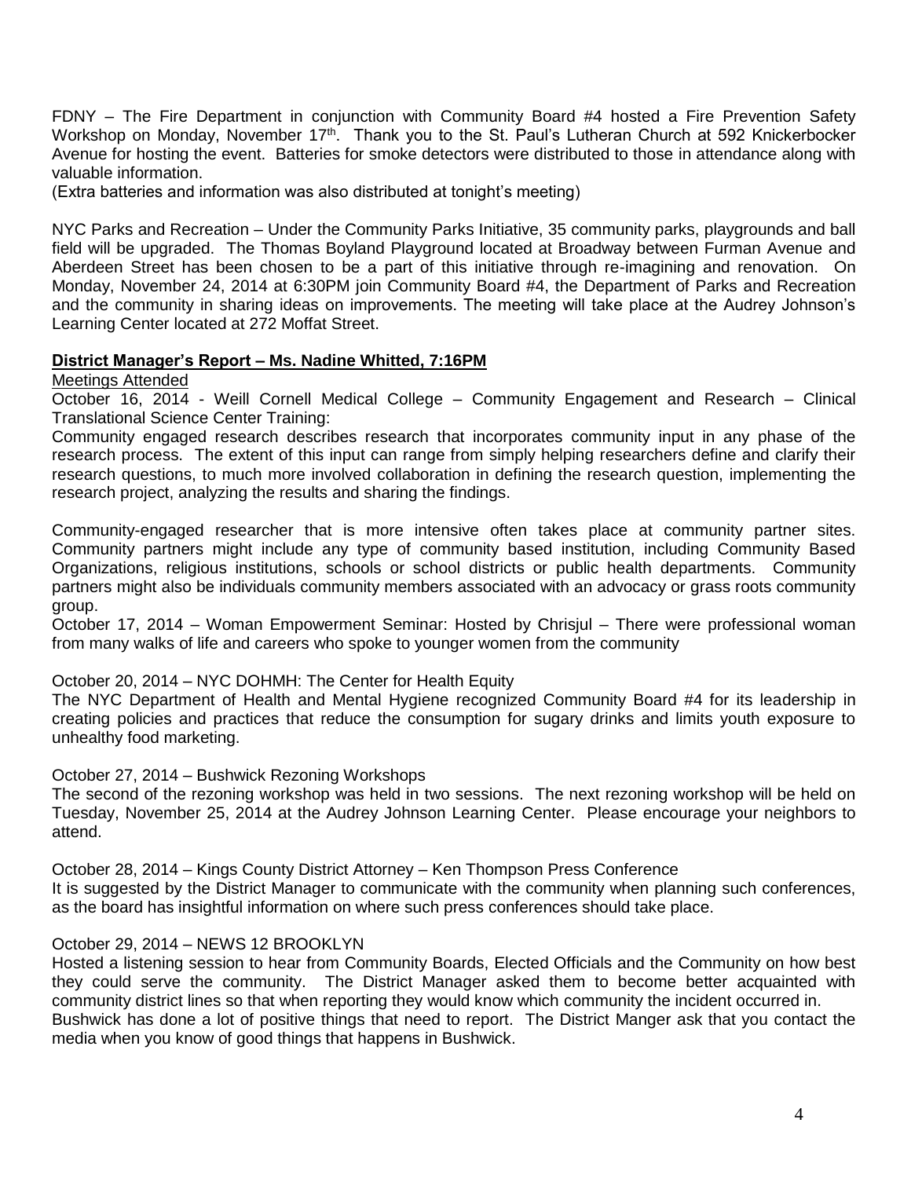FDNY – The Fire Department in conjunction with Community Board #4 hosted a Fire Prevention Safety Workshop on Monday, November 17th. Thank you to the St. Paul's Lutheran Church at 592 Knickerbocker Avenue for hosting the event. Batteries for smoke detectors were distributed to those in attendance along with valuable information.
(Extra batteries and information was also distributed at tonight's meeting)

NYC Parks and Recreation – Under the Community Parks Initiative, 35 community parks, playgrounds and ball field will be upgraded. The Thomas Boyland Playground located at Broadway between Furman Avenue and Aberdeen Street has been chosen to be a part of this initiative through re-imagining and renovation. On Monday, November 24, 2014 at 6:30PM join Community Board #4, the Department of Parks and Recreation and the community in sharing ideas on improvements. The meeting will take place at the Audrey Johnson's Learning Center located at 272 Moffat Street.

**District Manager's Report – Ms. Nadine Whitted, 7:16PM**

Meetings Attended

October 16, 2014 - Weill Cornell Medical College – Community Engagement and Research – Clinical Translational Science Center Training:
Community engaged research describes research that incorporates community input in any phase of the research process. The extent of this input can range from simply helping researchers define and clarify their research questions, to much more involved collaboration in defining the research question, implementing the research project, analyzing the results and sharing the findings.

Community-engaged researcher that is more intensive often takes place at community partner sites. Community partners might include any type of community based institution, including Community Based Organizations, religious institutions, schools or school districts or public health departments. Community partners might also be individuals community members associated with an advocacy or grass roots community group.

October 17, 2014 – Woman Empowerment Seminar: Hosted by Chrisjul – There were professional woman from many walks of life and careers who spoke to younger women from the community

October 20, 2014 – NYC DOHMH: The Center for Health Equity
The NYC Department of Health and Mental Hygiene recognized Community Board #4 for its leadership in creating policies and practices that reduce the consumption for sugary drinks and limits youth exposure to unhealthy food marketing.

October 27, 2014 – Bushwick Rezoning Workshops
The second of the rezoning workshop was held in two sessions. The next rezoning workshop will be held on Tuesday, November 25, 2014 at the Audrey Johnson Learning Center. Please encourage your neighbors to attend.

October 28, 2014 – Kings County District Attorney – Ken Thompson Press Conference
It is suggested by the District Manager to communicate with the community when planning such conferences, as the board has insightful information on where such press conferences should take place.

October 29, 2014 – NEWS 12 BROOKLYN
Hosted a listening session to hear from Community Boards, Elected Officials and the Community on how best they could serve the community. The District Manager asked them to become better acquainted with community district lines so that when reporting they would know which community the incident occurred in.
Bushwick has done a lot of positive things that need to report. The District Manger ask that you contact the media when you know of good things that happens in Bushwick.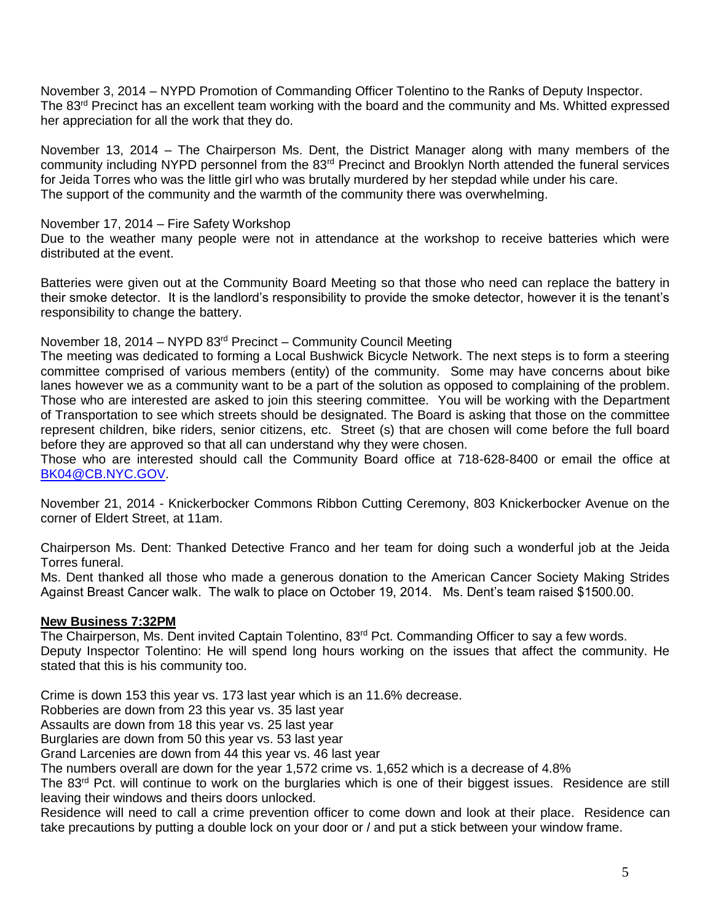November 3, 2014 – NYPD Promotion of Commanding Officer Tolentino to the Ranks of Deputy Inspector. The 83rd Precinct has an excellent team working with the board and the community and Ms. Whitted expressed her appreciation for all the work that they do.

November 13, 2014 – The Chairperson Ms. Dent, the District Manager along with many members of the community including NYPD personnel from the 83rd Precinct and Brooklyn North attended the funeral services for Jeida Torres who was the little girl who was brutally murdered by her stepdad while under his care. The support of the community and the warmth of the community there was overwhelming.

November 17, 2014 – Fire Safety Workshop
Due to the weather many people were not in attendance at the workshop to receive batteries which were distributed at the event.

Batteries were given out at the Community Board Meeting so that those who need can replace the battery in their smoke detector. It is the landlord's responsibility to provide the smoke detector, however it is the tenant's responsibility to change the battery.

November 18, 2014 – NYPD 83rd Precinct – Community Council Meeting
The meeting was dedicated to forming a Local Bushwick Bicycle Network. The next steps is to form a steering committee comprised of various members (entity) of the community. Some may have concerns about bike lanes however we as a community want to be a part of the solution as opposed to complaining of the problem. Those who are interested are asked to join this steering committee. You will be working with the Department of Transportation to see which streets should be designated. The Board is asking that those on the committee represent children, bike riders, senior citizens, etc. Street (s) that are chosen will come before the full board before they are approved so that all can understand why they were chosen.
Those who are interested should call the Community Board office at 718-628-8400 or email the office at BK04@CB.NYC.GOV.

November 21, 2014 - Knickerbocker Commons Ribbon Cutting Ceremony, 803 Knickerbocker Avenue on the corner of Eldert Street, at 11am.

Chairperson Ms. Dent: Thanked Detective Franco and her team for doing such a wonderful job at the Jeida Torres funeral.
Ms. Dent thanked all those who made a generous donation to the American Cancer Society Making Strides Against Breast Cancer walk. The walk to place on October 19, 2014. Ms. Dent's team raised $1500.00.

**New Business 7:32PM**

The Chairperson, Ms. Dent invited Captain Tolentino, 83rd Pct. Commanding Officer to say a few words.
Deputy Inspector Tolentino: He will spend long hours working on the issues that affect the community. He stated that this is his community too.

Crime is down 153 this year vs. 173 last year which is an 11.6% decrease.
Robberies are down from 23 this year vs. 35 last year
Assaults are down from 18 this year vs. 25 last year
Burglaries are down from 50 this year vs. 53 last year
Grand Larcenies are down from 44 this year vs. 46 last year
The numbers overall are down for the year 1,572 crime vs. 1,652 which is a decrease of 4.8%
The 83rd Pct. will continue to work on the burglaries which is one of their biggest issues. Residence are still leaving their windows and theirs doors unlocked.
Residence will need to call a crime prevention officer to come down and look at their place. Residence can take precautions by putting a double lock on your door or / and put a stick between your window frame.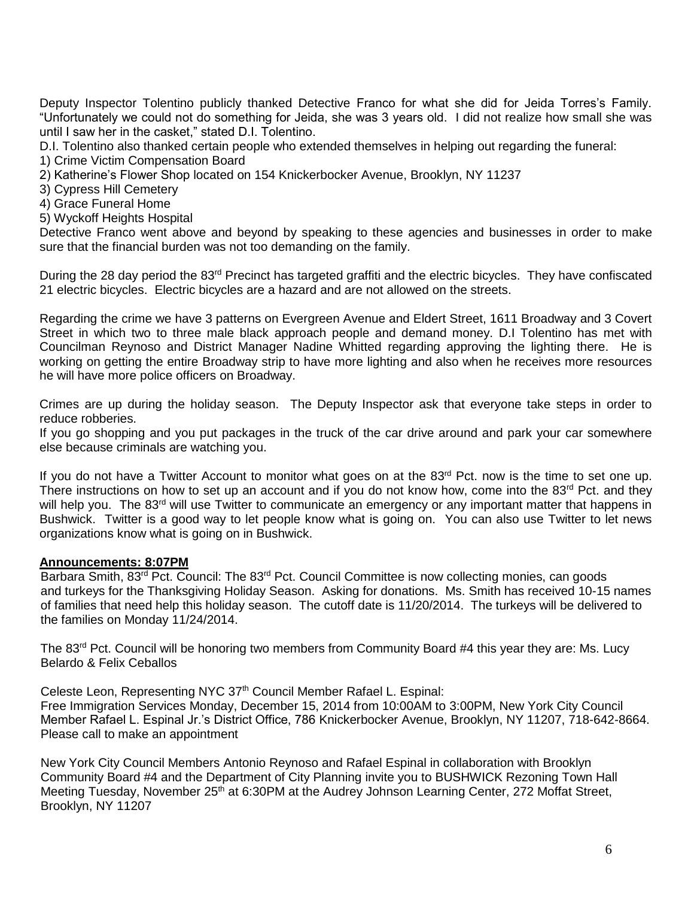Deputy Inspector Tolentino publicly thanked Detective Franco for what she did for Jeida Torres's Family. "Unfortunately we could not do something for Jeida, she was 3 years old. I did not realize how small she was until I saw her in the casket," stated D.I. Tolentino.

D.I. Tolentino also thanked certain people who extended themselves in helping out regarding the funeral:

1) Crime Victim Compensation Board
2) Katherine's Flower Shop located on 154 Knickerbocker Avenue, Brooklyn, NY 11237
3) Cypress Hill Cemetery
4) Grace Funeral Home
5) Wyckoff Heights Hospital

Detective Franco went above and beyond by speaking to these agencies and businesses in order to make sure that the financial burden was not too demanding on the family.

During the 28 day period the 83rd Precinct has targeted graffiti and the electric bicycles. They have confiscated 21 electric bicycles. Electric bicycles are a hazard and are not allowed on the streets.

Regarding the crime we have 3 patterns on Evergreen Avenue and Eldert Street, 1611 Broadway and 3 Covert Street in which two to three male black approach people and demand money. D.I Tolentino has met with Councilman Reynoso and District Manager Nadine Whitted regarding approving the lighting there. He is working on getting the entire Broadway strip to have more lighting and also when he receives more resources he will have more police officers on Broadway.

Crimes are up during the holiday season. The Deputy Inspector ask that everyone take steps in order to reduce robberies.

If you go shopping and you put packages in the truck of the car drive around and park your car somewhere else because criminals are watching you.

If you do not have a Twitter Account to monitor what goes on at the 83rd Pct. now is the time to set one up. There instructions on how to set up an account and if you do not know how, come into the 83rd Pct. and they will help you. The 83rd will use Twitter to communicate an emergency or any important matter that happens in Bushwick. Twitter is a good way to let people know what is going on. You can also use Twitter to let news organizations know what is going on in Bushwick.

**Announcements: 8:07PM**

Barbara Smith, 83rd Pct. Council: The 83rd Pct. Council Committee is now collecting monies, can goods and turkeys for the Thanksgiving Holiday Season. Asking for donations. Ms. Smith has received 10-15 names of families that need help this holiday season. The cutoff date is 11/20/2014. The turkeys will be delivered to the families on Monday 11/24/2014.

The 83rd Pct. Council will be honoring two members from Community Board #4 this year they are: Ms. Lucy Belardo & Felix Ceballos

Celeste Leon, Representing NYC 37th Council Member Rafael L. Espinal:
Free Immigration Services Monday, December 15, 2014 from 10:00AM to 3:00PM, New York City Council Member Rafael L. Espinal Jr.'s District Office, 786 Knickerbocker Avenue, Brooklyn, NY 11207, 718-642-8664. Please call to make an appointment

New York City Council Members Antonio Reynoso and Rafael Espinal in collaboration with Brooklyn Community Board #4 and the Department of City Planning invite you to BUSHWICK Rezoning Town Hall Meeting Tuesday, November 25th at 6:30PM at the Audrey Johnson Learning Center, 272 Moffat Street, Brooklyn, NY 11207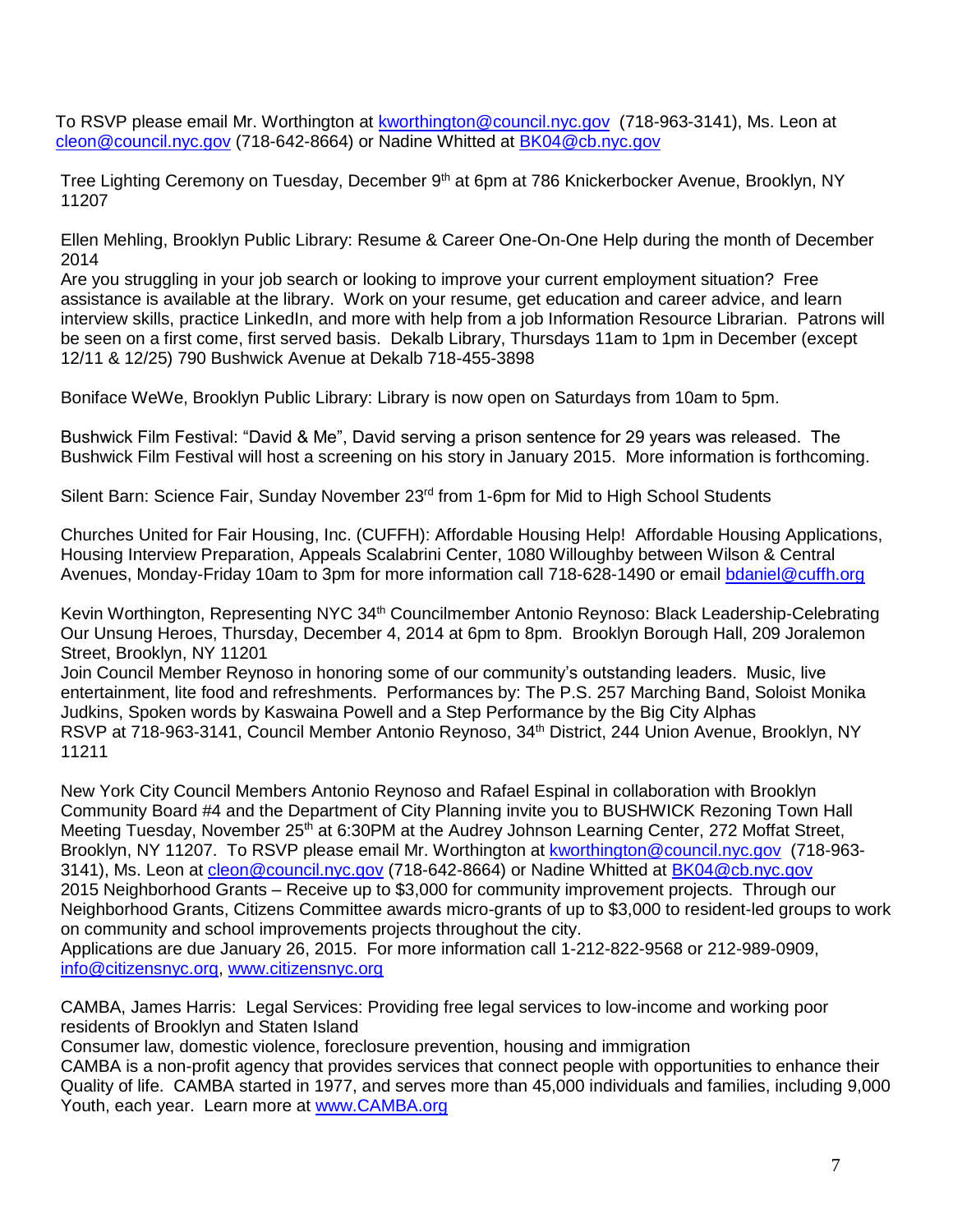To RSVP please email Mr. Worthington at kworthington@council.nyc.gov (718-963-3141), Ms. Leon at cleon@council.nyc.gov (718-642-8664) or Nadine Whitted at BK04@cb.nyc.gov

Tree Lighting Ceremony on Tuesday, December 9th at 6pm at 786 Knickerbocker Avenue, Brooklyn, NY 11207

Ellen Mehling, Brooklyn Public Library: Resume & Career One-On-One Help during the month of December 2014
Are you struggling in your job search or looking to improve your current employment situation? Free assistance is available at the library. Work on your resume, get education and career advice, and learn interview skills, practice LinkedIn, and more with help from a job Information Resource Librarian. Patrons will be seen on a first come, first served basis. Dekalb Library, Thursdays 11am to 1pm in December (except 12/11 & 12/25) 790 Bushwick Avenue at Dekalb 718-455-3898

Boniface WeWe, Brooklyn Public Library: Library is now open on Saturdays from 10am to 5pm.

Bushwick Film Festival: "David & Me", David serving a prison sentence for 29 years was released. The Bushwick Film Festival will host a screening on his story in January 2015. More information is forthcoming.

Silent Barn: Science Fair, Sunday November 23rd from 1-6pm for Mid to High School Students

Churches United for Fair Housing, Inc. (CUFFH): Affordable Housing Help! Affordable Housing Applications, Housing Interview Preparation, Appeals Scalabrini Center, 1080 Willoughby between Wilson & Central Avenues, Monday-Friday 10am to 3pm for more information call 718-628-1490 or email bdaniel@cuffh.org

Kevin Worthington, Representing NYC 34th Councilmember Antonio Reynoso: Black Leadership-Celebrating Our Unsung Heroes, Thursday, December 4, 2014 at 6pm to 8pm. Brooklyn Borough Hall, 209 Joralemon Street, Brooklyn, NY 11201
Join Council Member Reynoso in honoring some of our community's outstanding leaders. Music, live entertainment, lite food and refreshments. Performances by: The P.S. 257 Marching Band, Soloist Monika Judkins, Spoken words by Kaswaina Powell and a Step Performance by the Big City Alphas
RSVP at 718-963-3141, Council Member Antonio Reynoso, 34th District, 244 Union Avenue, Brooklyn, NY 11211

New York City Council Members Antonio Reynoso and Rafael Espinal in collaboration with Brooklyn Community Board #4 and the Department of City Planning invite you to BUSHWICK Rezoning Town Hall Meeting Tuesday, November 25th at 6:30PM at the Audrey Johnson Learning Center, 272 Moffat Street, Brooklyn, NY 11207. To RSVP please email Mr. Worthington at kworthington@council.nyc.gov (718-963-3141), Ms. Leon at cleon@council.nyc.gov (718-642-8664) or Nadine Whitted at BK04@cb.nyc.gov
2015 Neighborhood Grants – Receive up to $3,000 for community improvement projects. Through our Neighborhood Grants, Citizens Committee awards micro-grants of up to $3,000 to resident-led groups to work on community and school improvements projects throughout the city.
Applications are due January 26, 2015. For more information call 1-212-822-9568 or 212-989-0909, info@citizensnyc.org, www.citizensnyc.org

CAMBA, James Harris: Legal Services: Providing free legal services to low-income and working poor residents of Brooklyn and Staten Island
Consumer law, domestic violence, foreclosure prevention, housing and immigration
CAMBA is a non-profit agency that provides services that connect people with opportunities to enhance their Quality of life. CAMBA started in 1977, and serves more than 45,000 individuals and families, including 9,000 Youth, each year. Learn more at www.CAMBA.org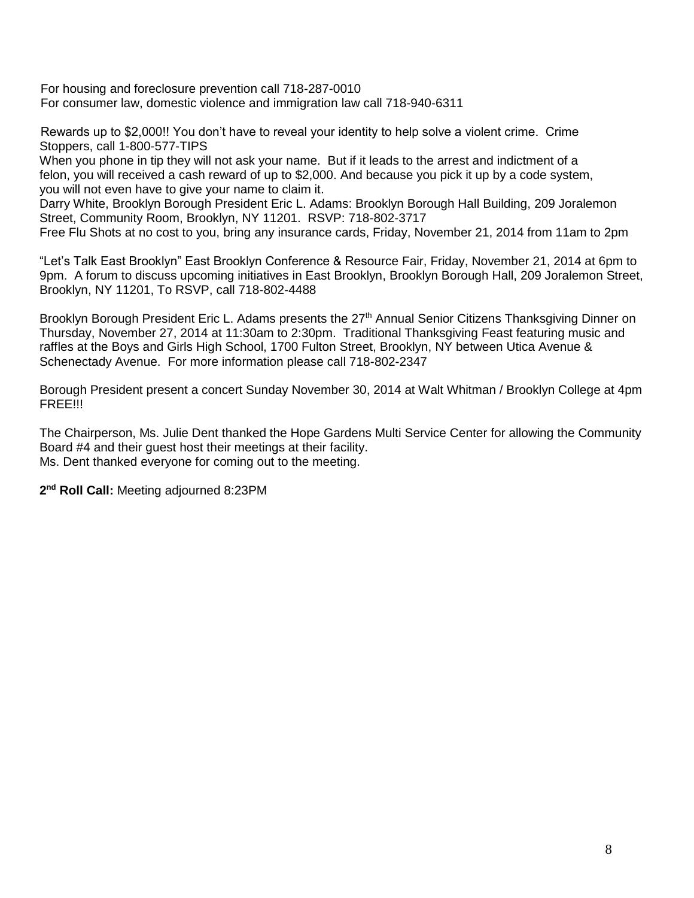For housing and foreclosure prevention call 718-287-0010
For consumer law, domestic violence and immigration law call 718-940-6311

Rewards up to $2,000!! You don't have to reveal your identity to help solve a violent crime. Crime Stoppers, call 1-800-577-TIPS
When you phone in tip they will not ask your name. But if it leads to the arrest and indictment of a felon, you will received a cash reward of up to $2,000. And because you pick it up by a code system, you will not even have to give your name to claim it.
Darry White, Brooklyn Borough President Eric L. Adams: Brooklyn Borough Hall Building, 209 Joralemon Street, Community Room, Brooklyn, NY 11201. RSVP: 718-802-3717
Free Flu Shots at no cost to you, bring any insurance cards, Friday, November 21, 2014 from 11am to 2pm

"Let's Talk East Brooklyn" East Brooklyn Conference & Resource Fair, Friday, November 21, 2014 at 6pm to 9pm. A forum to discuss upcoming initiatives in East Brooklyn, Brooklyn Borough Hall, 209 Joralemon Street, Brooklyn, NY 11201, To RSVP, call 718-802-4488

Brooklyn Borough President Eric L. Adams presents the 27th Annual Senior Citizens Thanksgiving Dinner on Thursday, November 27, 2014 at 11:30am to 2:30pm. Traditional Thanksgiving Feast featuring music and raffles at the Boys and Girls High School, 1700 Fulton Street, Brooklyn, NY between Utica Avenue & Schenectady Avenue. For more information please call 718-802-2347

Borough President present a concert Sunday November 30, 2014 at Walt Whitman / Brooklyn College at 4pm FREE!!!

The Chairperson, Ms. Julie Dent thanked the Hope Gardens Multi Service Center for allowing the Community Board #4 and their guest host their meetings at their facility.
Ms. Dent thanked everyone for coming out to the meeting.

**2nd Roll Call:** Meeting adjourned 8:23PM